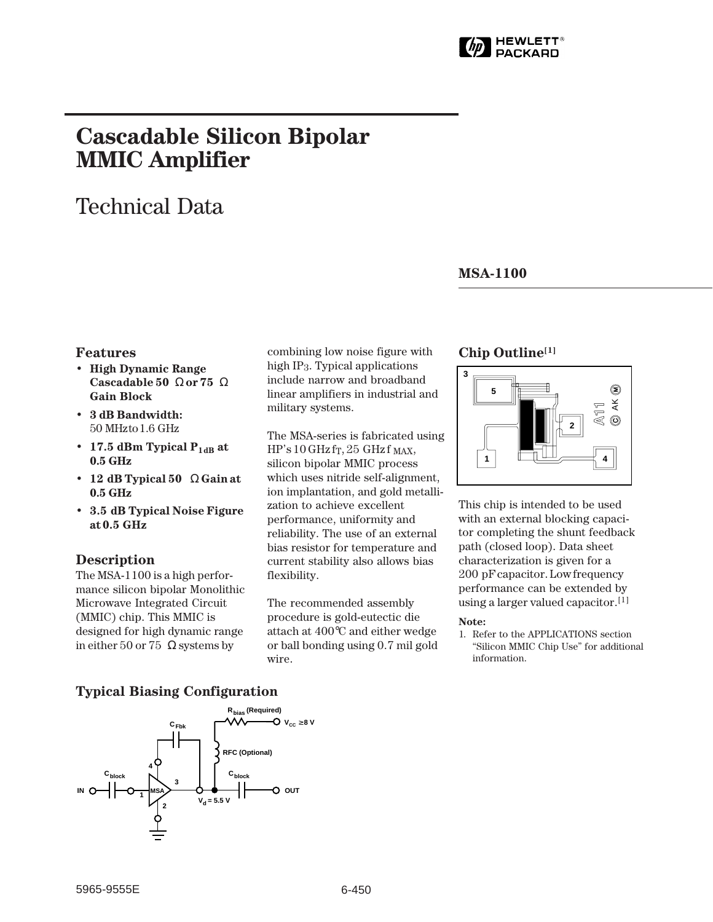# Cascadable Silicon Bipolar MMIC Amplifier

## Technical Data

**MSA-1100**

### Features

- **High Dynamic Range Cascadable 50 Ω or 75 Ω Gain Block**
- **3 dB Bandwidth:** 50 MHz to 1.6 GHz
- **17.5 dBm Typical $P_{1dB}$ at 0.5 GHz**
- **12 dB Typical 50 Ω Gain at 0.5 GHz**
- **3.5 dB Typical Noise Figure at 0.5 GHz**

### Description

The MSA-1100 is a high performance silicon bipolar Monolithic Microwave Integrated Circuit (MMIC) chip. This MMIC is designed for high dynamic range in either 50 or 75 Ω systems by combining low noise figure with high $IP_3$. Typical applications include narrow and broadband linear amplifiers in industrial and military systems.

The MSA-series is fabricated using HP's 10 GHz $f_T$, 25 GHz $f_{MAX}$, silicon bipolar MMIC process which uses nitride self-alignment, ion implantation, and gold metallization to achieve excellent performance, uniformity and reliability. The use of an external bias resistor for temperature and current stability also allows bias flexibility.

The recommended assembly procedure is gold-eutectic die attach at 400°C and either wedge or ball bonding using 0.7 mil gold wire.

### Chip Outline[1]

This chip is intended to be used with an external blocking capacitor completing the shunt feedback path (closed loop). Data sheet characterization is given for a 200 pF capacitor. Low frequency performance can be extended by using a larger valued capacitor.[1]

**Note:**

1. Refer to the APPLICATIONS section "Silicon MMIC Chip Use" for additional information.

### Typical Biasing Configuration

$R_{bias}$ (Required), $V_{CC} \geq 8$ V, $C_{Fbk}$, RFC (Optional), $C_{block}$, IN, OUT, MSA, $V_d = 5.5$ V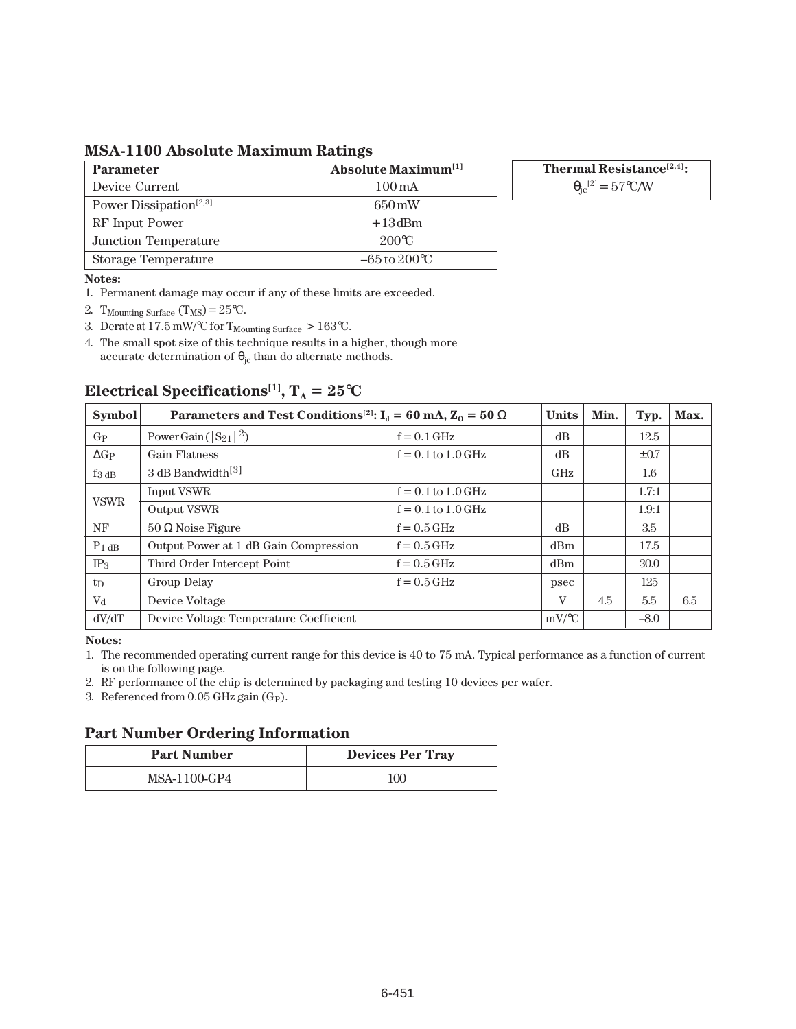## MSA-1100 Absolute Maximum Ratings

| Parameter | Absolute Maximum[1] |
|---|---|
| Device Current | 100 mA |
| Power Dissipation[2,3] | 650 mW |
| RF Input Power | +13 dBm |
| Junction Temperature | 200°C |
| Storage Temperature | –65 to 200°C |

| Thermal Resistance[2,4]: |
|---|
| $\theta_{jc}$[2] = 57°C/W |

**Notes:**

1. Permanent damage may occur if any of these limits are exceeded.
2. $T_{Mounting\ Surface}$ ($T_{MS}$) = 25°C.
3. Derate at 17.5 mW/°C for $T_{Mounting\ Surface}$ > 163°C.
4. The small spot size of this technique results in a higher, though more accurate determination of $\theta_{jc}$ than do alternate methods.

## Electrical Specifications[1], $T_A$ = 25°C

| Symbol | Parameters and Test Conditions[2]: $I_d$ = 60 mA, $Z_O$ = 50 Ω | | Units | Min. | Typ. | Max. |
|---|---|---|---|---|---|---|
| $G_P$ | Power Gain ($\|S_{21}\|^2$) | f = 0.1 GHz | dB | | 12.5 | |
| $\Delta G_P$ | Gain Flatness | f = 0.1 to 1.0 GHz | dB | | ±0.7 | |
| $f_{3\ dB}$ | 3 dB Bandwidth[3] | | GHz | | 1.6 | |
| VSWR | Input VSWR | f = 0.1 to 1.0 GHz | | | 1.7:1 | |
| | Output VSWR | f = 0.1 to 1.0 GHz | | | 1.9:1 | |
| NF | 50 Ω Noise Figure | f = 0.5 GHz | dB | | 3.5 | |
| $P_{1\ dB}$ | Output Power at 1 dB Gain Compression | f = 0.5 GHz | dBm | | 17.5 | |
| $IP_3$ | Third Order Intercept Point | f = 0.5 GHz | dBm | | 30.0 | |
| $t_D$ | Group Delay | f = 0.5 GHz | psec | | 125 | |
| $V_d$ | Device Voltage | | V | 4.5 | 5.5 | 6.5 |
| dV/dT | Device Voltage Temperature Coefficient | | mV/°C | | –8.0 | |

**Notes:**

1. The recommended operating current range for this device is 40 to 75 mA. Typical performance as a function of current is on the following page.
2. RF performance of the chip is determined by packaging and testing 10 devices per wafer.
3. Referenced from 0.05 GHz gain ($G_P$).

## Part Number Ordering Information

| Part Number | Devices Per Tray |
|---|---|
| MSA-1100-GP4 | 100 |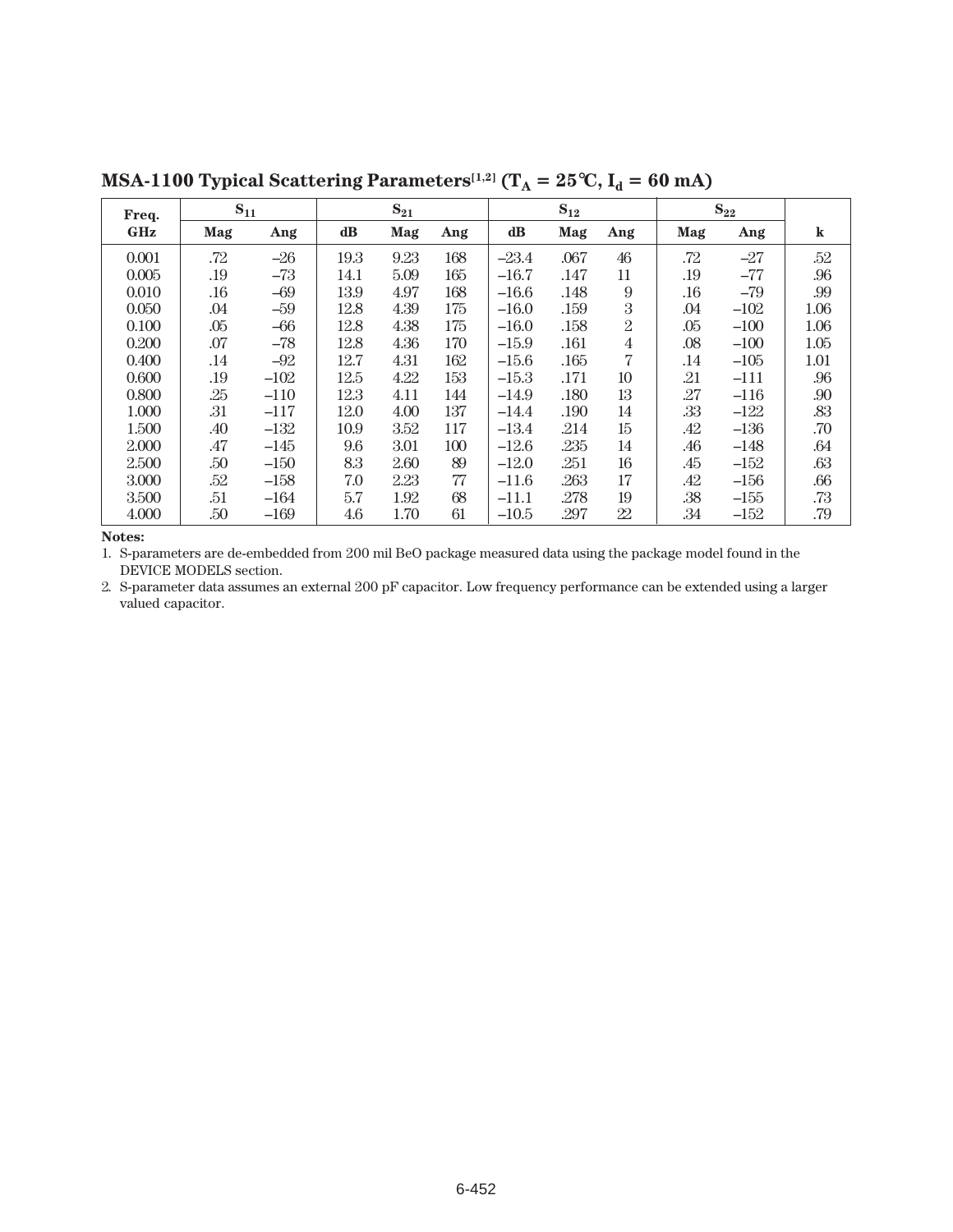## MSA-1100 Typical Scattering Parameters[1,2] ($T_A$ = 25°C, $I_d$ = 60 mA)

| Freq. GHz | $S_{11}$ | | $S_{21}$ | | | $S_{12}$ | | | $S_{22}$ | | k |
|---|---|---|---|---|---|---|---|---|---|---|---|
| | Mag | Ang | dB | Mag | Ang | dB | Mag | Ang | Mag | Ang | k |
| 0.001 | .72 | –26 | 19.3 | 9.23 | 168 | –23.4 | .067 | 46 | .72 | –27 | .52 |
| 0.005 | .19 | –73 | 14.1 | 5.09 | 165 | –16.7 | .147 | 11 | .19 | –77 | .96 |
| 0.010 | .16 | –69 | 13.9 | 4.97 | 168 | –16.6 | .148 | 9 | .16 | –79 | .99 |
| 0.050 | .04 | –59 | 12.8 | 4.39 | 175 | –16.0 | .159 | 3 | .04 | –102 | 1.06 |
| 0.100 | .05 | –66 | 12.8 | 4.38 | 175 | –16.0 | .158 | 2 | .05 | –100 | 1.06 |
| 0.200 | .07 | –78 | 12.8 | 4.36 | 170 | –15.9 | .161 | 4 | .08 | –100 | 1.05 |
| 0.400 | .14 | –92 | 12.7 | 4.31 | 162 | –15.6 | .165 | 7 | .14 | –105 | 1.01 |
| 0.600 | .19 | –102 | 12.5 | 4.22 | 153 | –15.3 | .171 | 10 | .21 | –111 | .96 |
| 0.800 | .25 | –110 | 12.3 | 4.11 | 144 | –14.9 | .180 | 13 | .27 | –116 | .90 |
| 1.000 | .31 | –117 | 12.0 | 4.00 | 137 | –14.4 | .190 | 14 | .33 | –122 | .83 |
| 1.500 | .40 | –132 | 10.9 | 3.52 | 117 | –13.4 | .214 | 15 | .42 | –136 | .70 |
| 2.000 | .47 | –145 | 9.6 | 3.01 | 100 | –12.6 | .235 | 14 | .46 | –148 | .64 |
| 2.500 | .50 | –150 | 8.3 | 2.60 | 89 | –12.0 | .251 | 16 | .45 | –152 | .63 |
| 3.000 | .52 | –158 | 7.0 | 2.23 | 77 | –11.6 | .263 | 17 | .42 | –156 | .66 |
| 3.500 | .51 | –164 | 5.7 | 1.92 | 68 | –11.1 | .278 | 19 | .38 | –155 | .73 |
| 4.000 | .50 | –169 | 4.6 | 1.70 | 61 | –10.5 | .297 | 22 | .34 | –152 | .79 |

**Notes:**

1. S-parameters are de-embedded from 200 mil BeO package measured data using the package model found in the DEVICE MODELS section.
2. S-parameter data assumes an external 200 pF capacitor. Low frequency performance can be extended using a larger valued capacitor.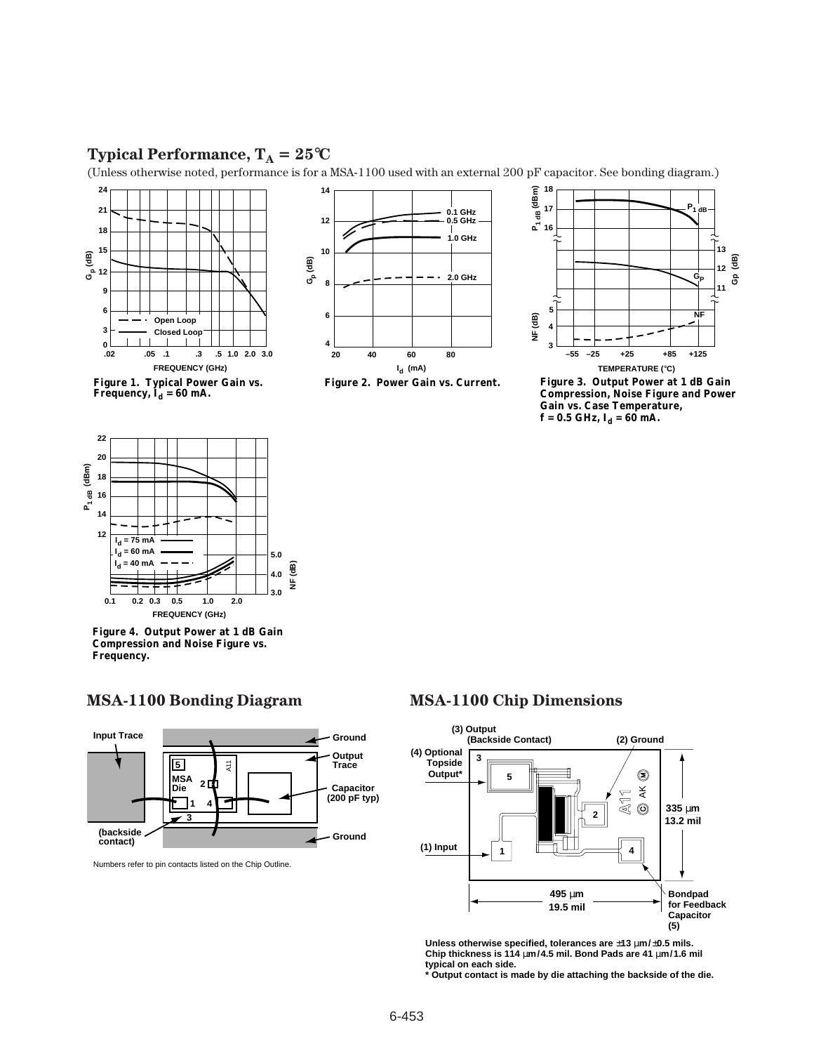## Typical Performance, $T_A = 25°C$

(Unless otherwise noted, performance is for a MSA-1100 used with an external 200 pF capacitor. See bonding diagram.)

24
21
18
15
12
9
6
3
0
$G_p$ (dB)
Open Loop
Closed Loop
.02 .05 .1 .3 .5 1.0 2.0 3.0
FREQUENCY (GHz)

**Figure 1. Typical Power Gain vs. Frequency, $I_d$ = 60 mA.**

14
12
10
8
6
4
$G_p$ (dB)
0.1 GHz
0.5 GHz
1.0 GHz
2.0 GHz
20 40 60 80
$I_d$ (mA)

**Figure 2. Power Gain vs. Current.**

18
17
16
$P_{1\,dB}$ (dBm)
$P_{1\,dB}$
13
12
11
Gp (dB)
$G_P$
5
4
3
NF (dB)
NF
–55 –25 +25 +85 +125
TEMPERATURE (°C)

**Figure 3. Output Power at 1 dB Gain Compression, Noise Figure and Power Gain vs. Case Temperature, f = 0.5 GHz, $I_d$ = 60 mA.**

22
20
18
16
14
12
$P_{1\,dB}$ (dBm)
$I_d$ = 75 mA
$I_d$ = 60 mA
$I_d$ = 40 mA
5.0
4.0
3.0
NF (dB)
0.1 0.2 0.3 0.5 1.0 2.0
FREQUENCY (GHz)

**Figure 4. Output Power at 1 dB Gain Compression and Noise Figure vs. Frequency.**

## MSA-1100 Bonding Diagram

Input Trace
Ground
Output Trace
Capacitor (200 pF typ)
Ground
(backside contact)
5
MSA Die
A11
2
1
4
3

Numbers refer to pin contacts listed on the Chip Outline.

## MSA-1100 Chip Dimensions

(3) Output (Backside Contact)
(2) Ground
(4) Optional Topside Output*
3
5
2
A11
AK
(1) Input
1
4
335 µm
13.2 mil
495 µm
19.5 mil
Bondpad for Feedback Capacitor (5)

Unless otherwise specified, tolerances are ±13 µm/±0.5 mils.
Chip thickness is 114 µm/4.5 mil. Bond Pads are 41 µm/1.6 mil typical on each side.
* Output contact is made by die attaching the backside of the die.